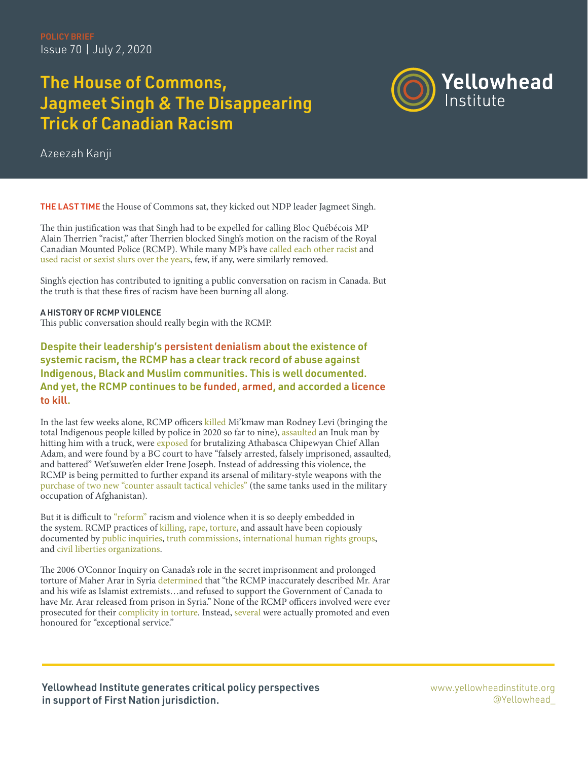POLICY BRIEF
Issue 70 | July 2, 2020

# The House of Commons, Jagmeet Singh & The Disappearing Trick of Canadian Racism

Azeezah Kanji

**THE LAST TIME** the House of Commons sat, they kicked out NDP leader Jagmeet Singh.

The thin justification was that Singh had to be expelled for calling Bloc Québécois MP Alain Therrien "racist," after Therrien blocked Singh's motion on the racism of the Royal Canadian Mounted Police (RCMP). While many MP's have called each other racist and used racist or sexist slurs over the years, few, if any, were similarly removed.

Singh's ejection has contributed to igniting a public conversation on racism in Canada. But the truth is that these fires of racism have been burning all along.

### A HISTORY OF RCMP VIOLENCE

This public conversation should really begin with the RCMP.

**Despite their leadership's persistent denialism about the existence of systemic racism, the RCMP has a clear track record of abuse against Indigenous, Black and Muslim communities. This is well documented. And yet, the RCMP continues to be funded, armed, and accorded a licence to kill.**

In the last few weeks alone, RCMP officers killed Mi'kmaw man Rodney Levi (bringing the total Indigenous people killed by police in 2020 so far to nine), assaulted an Inuk man by hitting him with a truck, were exposed for brutalizing Athabasca Chipewyan Chief Allan Adam, and were found by a BC court to have "falsely arrested, falsely imprisoned, assaulted, and battered" Wet'suwet'en elder Irene Joseph. Instead of addressing this violence, the RCMP is being permitted to further expand its arsenal of military-style weapons with the purchase of two new "counter assault tactical vehicles" (the same tanks used in the military occupation of Afghanistan).

But it is difficult to "reform" racism and violence when it is so deeply embedded in the system. RCMP practices of killing, rape, torture, and assault have been copiously documented by public inquiries, truth commissions, international human rights groups, and civil liberties organizations.

The 2006 O'Connor Inquiry on Canada's role in the secret imprisonment and prolonged torture of Maher Arar in Syria determined that "the RCMP inaccurately described Mr. Arar and his wife as Islamist extremists…and refused to support the Government of Canada to have Mr. Arar released from prison in Syria." None of the RCMP officers involved were ever prosecuted for their complicity in torture. Instead, several were actually promoted and even honoured for "exceptional service."

**Yellowhead Institute generates critical policy perspectives in support of First Nation jurisdiction.**

www.yellowheadinstitute.org
@Yellowhead_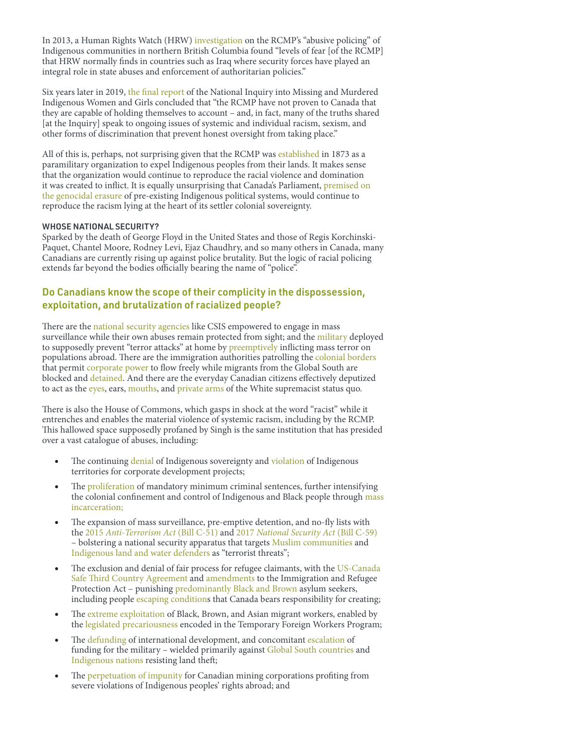In 2013, a Human Rights Watch (HRW) investigation on the RCMP's "abusive policing" of Indigenous communities in northern British Columbia found "levels of fear [of the RCMP] that HRW normally finds in countries such as Iraq where security forces have played an integral role in state abuses and enforcement of authoritarian policies."

Six years later in 2019, the final report of the National Inquiry into Missing and Murdered Indigenous Women and Girls concluded that "the RCMP have not proven to Canada that they are capable of holding themselves to account – and, in fact, many of the truths shared [at the Inquiry] speak to ongoing issues of systemic and individual racism, sexism, and other forms of discrimination that prevent honest oversight from taking place."

All of this is, perhaps, not surprising given that the RCMP was established in 1873 as a paramilitary organization to expel Indigenous peoples from their lands. It makes sense that the organization would continue to reproduce the racial violence and domination it was created to inflict. It is equally unsurprising that Canada's Parliament, premised on the genocidal erasure of pre-existing Indigenous political systems, would continue to reproduce the racism lying at the heart of its settler colonial sovereignty.

#### WHOSE NATIONAL SECURITY?

Sparked by the death of George Floyd in the United States and those of Regis Korchinski-Paquet, Chantel Moore, Rodney Levi, Ejaz Chaudhry, and so many others in Canada, many Canadians are currently rising up against police brutality. But the logic of racial policing extends far beyond the bodies officially bearing the name of "police".

### Do Canadians know the scope of their complicity in the dispossession, exploitation, and brutalization of racialized people?

There are the national security agencies like CSIS empowered to engage in mass surveillance while their own abuses remain protected from sight; and the military deployed to supposedly prevent "terror attacks" at home by preemptively inflicting mass terror on populations abroad. There are the immigration authorities patrolling the colonial borders that permit corporate power to flow freely while migrants from the Global South are blocked and detained. And there are the everyday Canadian citizens effectively deputized to act as the eyes, ears, mouths, and private arms of the White supremacist status quo.

There is also the House of Commons, which gasps in shock at the word "racist" while it entrenches and enables the material violence of systemic racism, including by the RCMP. This hallowed space supposedly profaned by Singh is the same institution that has presided over a vast catalogue of abuses, including:

- The continuing denial of Indigenous sovereignty and violation of Indigenous territories for corporate development projects;
- The proliferation of mandatory minimum criminal sentences, further intensifying the colonial confinement and control of Indigenous and Black people through mass incarceration;
- The expansion of mass surveillance, pre-emptive detention, and no-fly lists with the 2015 *Anti-Terrorism Act* (Bill C-51) and 2017 *National Security Act* (Bill C-59) – bolstering a national security apparatus that targets Muslim communities and Indigenous land and water defenders as "terrorist threats";
- The exclusion and denial of fair process for refugee claimants, with the US-Canada Safe Third Country Agreement and amendments to the Immigration and Refugee Protection Act – punishing predominantly Black and Brown asylum seekers, including people escaping conditions that Canada bears responsibility for creating;
- The extreme exploitation of Black, Brown, and Asian migrant workers, enabled by the legislated precariousness encoded in the Temporary Foreign Workers Program;
- The defunding of international development, and concomitant escalation of funding for the military – wielded primarily against Global South countries and Indigenous nations resisting land theft;
- The perpetuation of impunity for Canadian mining corporations profiting from severe violations of Indigenous peoples' rights abroad; and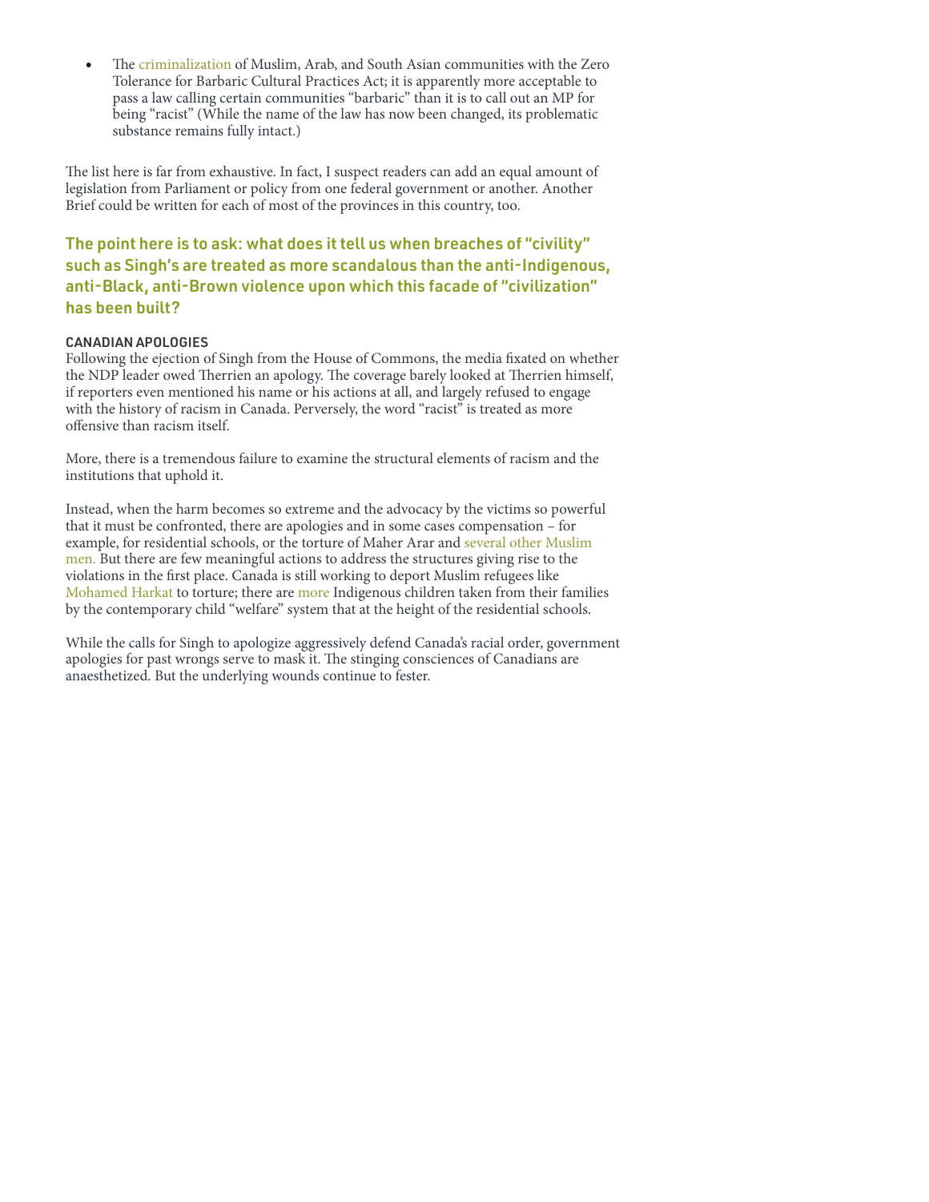- The criminalization of Muslim, Arab, and South Asian communities with the Zero Tolerance for Barbaric Cultural Practices Act; it is apparently more acceptable to pass a law calling certain communities "barbaric" than it is to call out an MP for being "racist" (While the name of the law has now been changed, its problematic substance remains fully intact.)

The list here is far from exhaustive. In fact, I suspect readers can add an equal amount of legislation from Parliament or policy from one federal government or another. Another Brief could be written for each of most of the provinces in this country, too.

**The point here is to ask: what does it tell us when breaches of "civility" such as Singh's are treated as more scandalous than the anti-Indigenous, anti-Black, anti-Brown violence upon which this facade of "civilization" has been built?**

### CANADIAN APOLOGIES

Following the ejection of Singh from the House of Commons, the media fixated on whether the NDP leader owed Therrien an apology. The coverage barely looked at Therrien himself, if reporters even mentioned his name or his actions at all, and largely refused to engage with the history of racism in Canada. Perversely, the word "racist" is treated as more offensive than racism itself.

More, there is a tremendous failure to examine the structural elements of racism and the institutions that uphold it.

Instead, when the harm becomes so extreme and the advocacy by the victims so powerful that it must be confronted, there are apologies and in some cases compensation – for example, for residential schools, or the torture of Maher Arar and several other Muslim men. But there are few meaningful actions to address the structures giving rise to the violations in the first place. Canada is still working to deport Muslim refugees like Mohamed Harkat to torture; there are more Indigenous children taken from their families by the contemporary child "welfare" system that at the height of the residential schools.

While the calls for Singh to apologize aggressively defend Canada's racial order, government apologies for past wrongs serve to mask it. The stinging consciences of Canadians are anaesthetized. But the underlying wounds continue to fester.